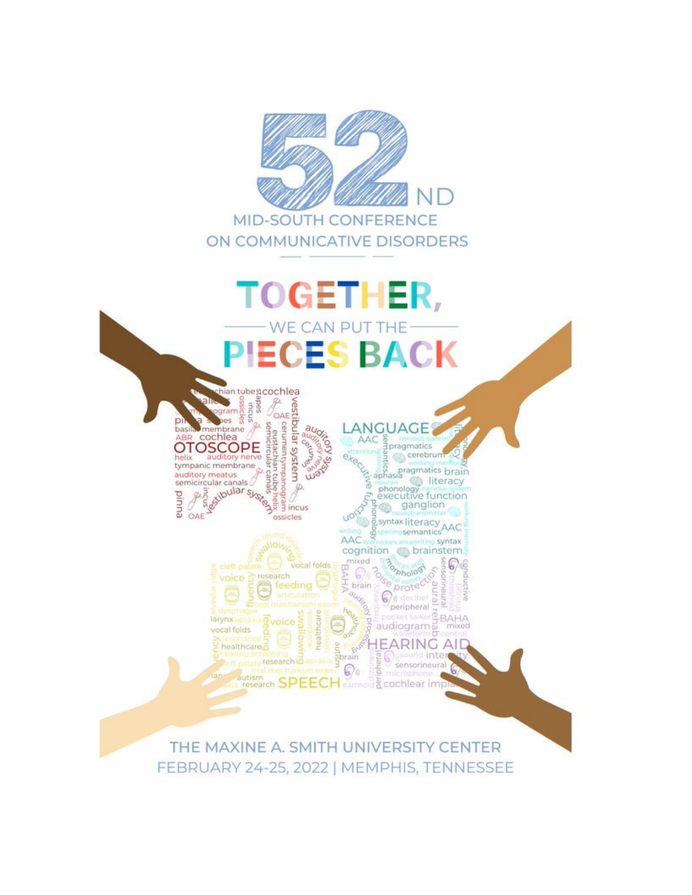# 52ND MID-SOUTH CONFERENCE ON COMMUNICATIVE DISORDERS

## TOGETHER, WE CAN PUT THE PIECES BACK

THE MAXINE A. SMITH UNIVERSITY CENTER
FEBRUARY 24-25, 2022 | MEMPHIS, TENNESSEE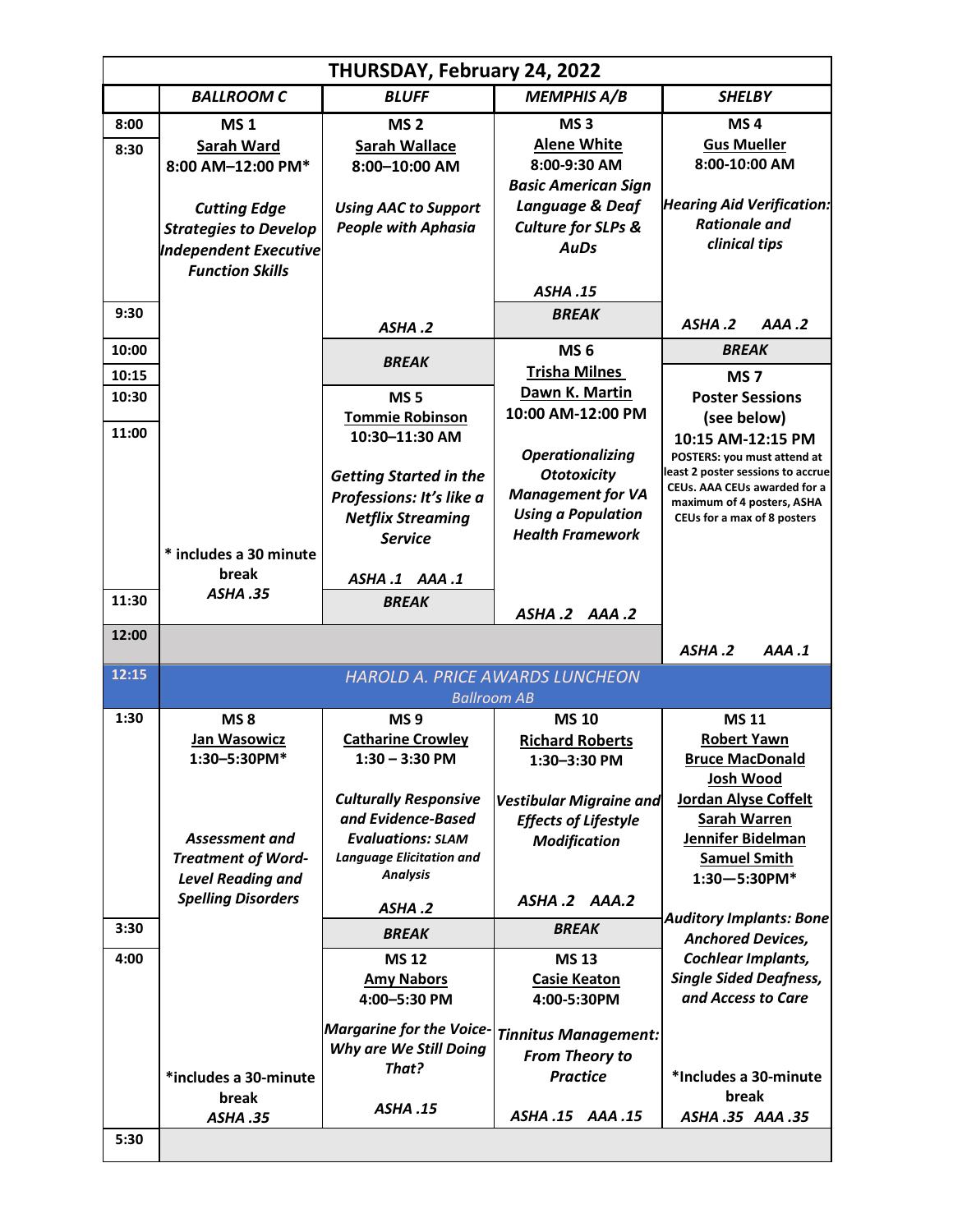# THURSDAY, February 24, 2022

| | BALLROOM C | BLUFF | MEMPHIS A/B | SHELBY |
|---|---|---|---|---|
| 8:00 / 8:30 | **MS 1** Sarah Ward 8:00 AM–12:00 PM* *Cutting Edge Strategies to Develop Independent Executive Function Skills* | **MS 2** Sarah Wallace 8:00–10:00 AM *Using AAC to Support People with Aphasia* | **MS 3** Alene White 8:00-9:30 AM *Basic American Sign Language & Deaf Culture for SLPs & AuDs* ASHA .15 | **MS 4** Gus Mueller 8:00-10:00 AM *Hearing Aid Verification: Rationale and clinical tips* |
| 9:30 | | ASHA .2 | BREAK | ASHA .2 AAA .2 |
| 10:00 | | BREAK | **MS 6** Trisha Milnes, Dawn K. Martin 10:00 AM-12:00 PM *Operationalizing Ototoxicity Management for VA Using a Population Health Framework* | BREAK |
| 10:15 / 10:30 / 11:00 | * includes a 30 minute break ASHA .35 | **MS 5** Tommie Robinson 10:30–11:30 AM *Getting Started in the Professions: It's like a Netflix Streaming Service* ASHA .1 AAA .1 | | **MS 7** Poster Sessions (see below) 10:15 AM-12:15 PM POSTERS: you must attend at least 2 poster sessions to accrue CEUs. AAA CEUs awarded for a maximum of 4 posters, ASHA CEUs for a max of 8 posters |
| 11:30 | | BREAK | ASHA .2 AAA .2 | |
| 12:00 | | | | ASHA .2 AAA .1 |
| 12:15 | *HAROLD A. PRICE AWARDS LUNCHEON* Ballroom AB | | | |
| 1:30 | **MS 8** Jan Wasowicz 1:30–5:30PM* *Assessment and Treatment of Word-Level Reading and Spelling Disorders* | **MS 9** Catharine Crowley 1:30 – 3:30 PM *Culturally Responsive and Evidence-Based Evaluations: SLAM Language Elicitation and Analysis* ASHA .2 | **MS 10** Richard Roberts 1:30–3:30 PM *Vestibular Migraine and Effects of Lifestyle Modification* ASHA .2 AAA.2 | **MS 11** Robert Yawn, Bruce MacDonald, Josh Wood, Jordan Alyse Coffelt, Sarah Warren, Jennifer Bidelman, Samuel Smith 1:30—5:30PM* *Auditory Implants: Bone Anchored Devices, Cochlear Implants, Single Sided Deafness, and Access to Care* |
| 3:30 | | BREAK | BREAK | |
| 4:00 | *includes a 30-minute break ASHA .35 | **MS 12** Amy Nabors 4:00–5:30 PM *Margarine for the Voice-Why are We Still Doing That?* ASHA .15 | **MS 13** Casie Keaton 4:00-5:30PM *Tinnitus Management: From Theory to Practice* ASHA .15 AAA .15 | *Includes a 30-minute break ASHA .35 AAA .35 |
| 5:30 | | | | |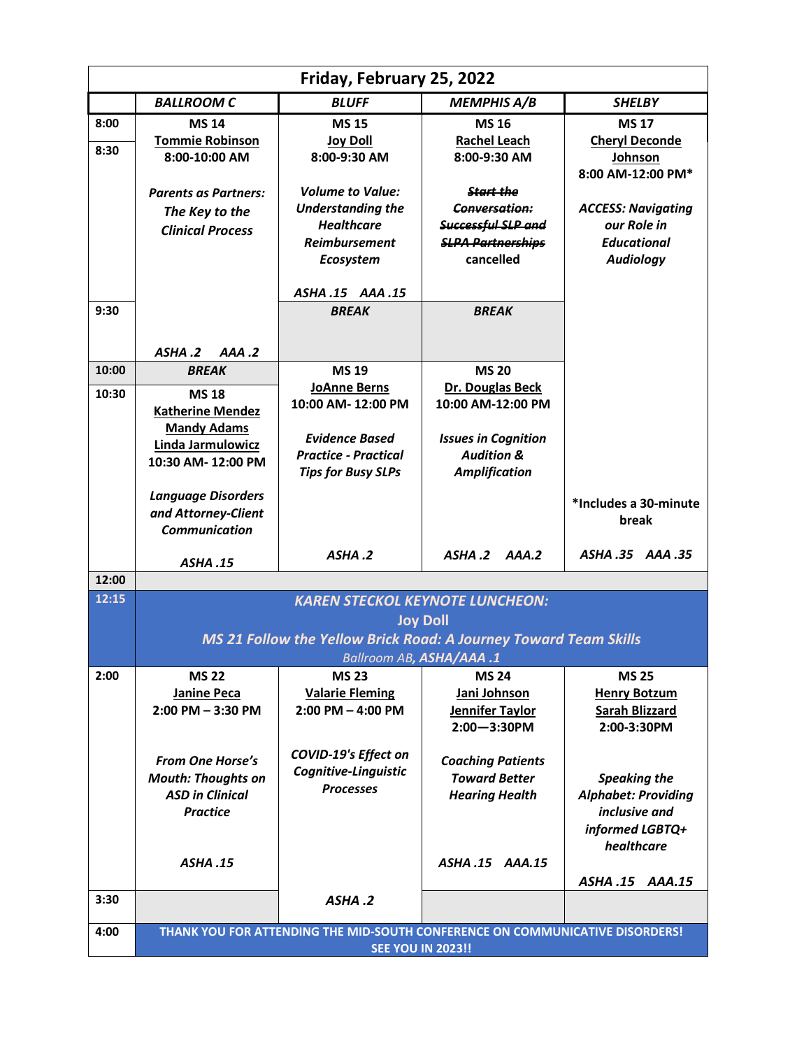## Friday, February 25, 2022

| | BALLROOM C | BLUFF | MEMPHIS A/B | SHELBY |
|---|---|---|---|---|
| 8:00 / 8:30 | **MS 14** Tommie Robinson 8:00-10:00 AM *Parents as Partners: The Key to the Clinical Process* | **MS 15** Joy Doll 8:00-9:30 AM *Volume to Value: Understanding the Healthcare Reimbursement Ecosystem* *ASHA .15 AAA .15* | **MS 16** Rachel Leach 8:00-9:30 AM ~~*Start the Conversation: Successful SLP and SLPA Partnerships*~~ cancelled | **MS 17** Cheryl Deconde Johnson 8:00 AM-12:00 PM* *ACCESS: Navigating our Role in Educational Audiology* |
| 9:30 | *ASHA .2 AAA .2* | *BREAK* | *BREAK* | |
| 10:00 | *BREAK* | **MS 19** JoAnne Berns 10:00 AM- 12:00 PM *Evidence Based Practice - Practical Tips for Busy SLPs* | **MS 20** Dr. Douglas Beck 10:00 AM-12:00 PM *Issues in Cognition Audition & Amplification* | |
| 10:30 | **MS 18** Katherine Mendez, Mandy Adams, Linda Jarmulowicz 10:30 AM- 12:00 PM *Language Disorders and Attorney-Client Communication* *ASHA .15* | *ASHA .2* | *ASHA .2 AAA.2* | *Includes a 30-minute break *ASHA .35 AAA .35* |
| 12:00 | | | | |
| 12:15 | ***KAREN STECKOL KEYNOTE LUNCHEON:*** **Joy Doll** ***MS 21 Follow the Yellow Brick Road: A Journey Toward Team Skills*** *Ballroom AB, ASHA/AAA .1* | | | |
| 2:00 | **MS 22** Janine Peca 2:00 PM – 3:30 PM *From One Horse's Mouth: Thoughts on ASD in Clinical Practice* *ASHA .15* | **MS 23** Valarie Fleming 2:00 PM – 4:00 PM *COVID-19's Effect on Cognitive-Linguistic Processes* | **MS 24** Jani Johnson, Jennifer Taylor 2:00—3:30PM *Coaching Patients Toward Better Hearing Health* *ASHA .15 AAA.15* | **MS 25** Henry Botzum, Sarah Blizzard 2:00-3:30PM *Speaking the Alphabet: Providing inclusive and informed LGBTQ+ healthcare* *ASHA .15 AAA.15* |
| 3:30 | | *ASHA .2* | | |
| 4:00 | **THANK YOU FOR ATTENDING THE MID-SOUTH CONFERENCE ON COMMUNICATIVE DISORDERS! SEE YOU IN 2023!!** | | | |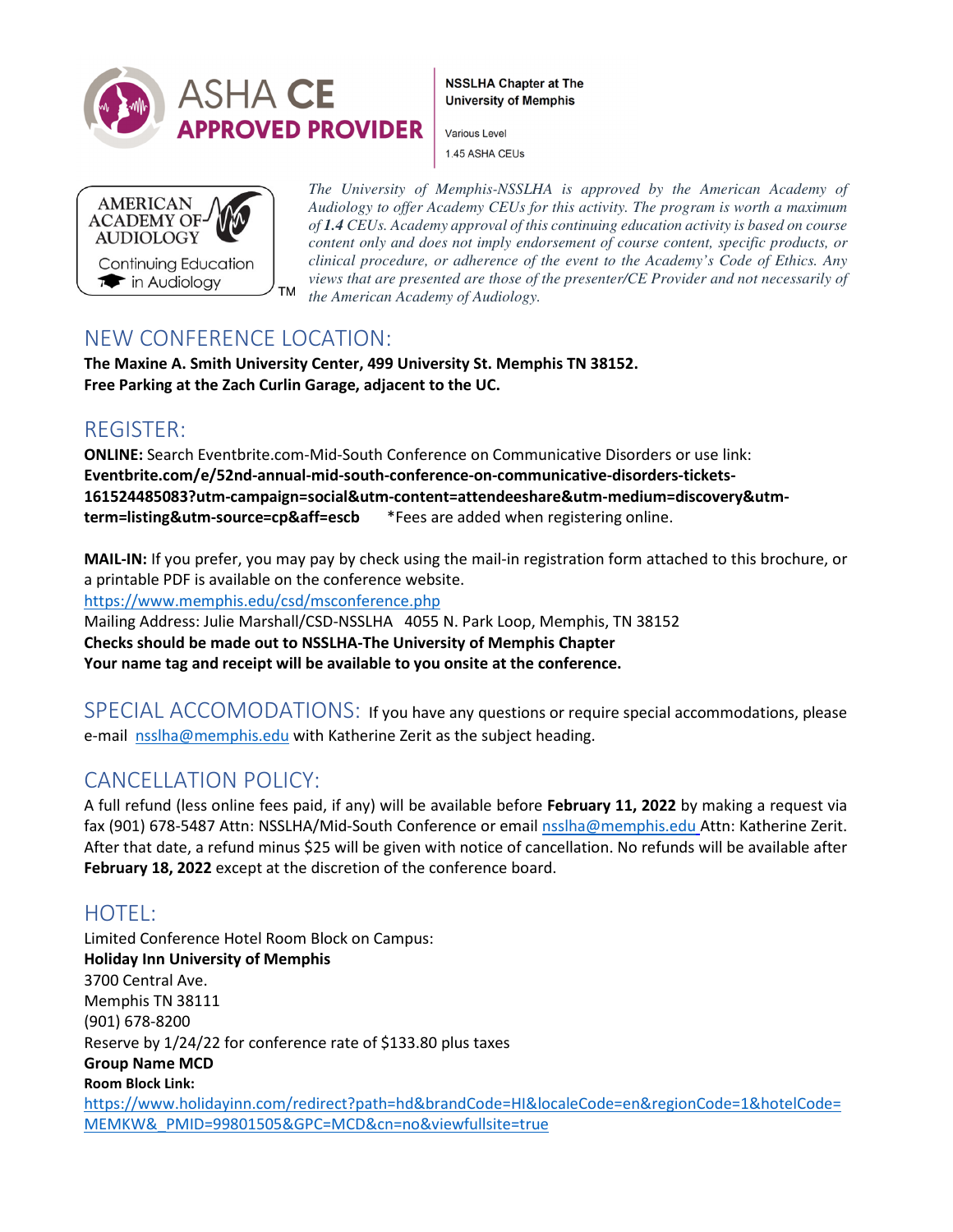ASHA CE APPROVED PROVIDER

**NSSLHA Chapter at The University of Memphis**

Various Level

1.45 ASHA CEUs

AMERICAN ACADEMY OF AUDIOLOGY
Continuing Education in Audiology™

*The University of Memphis-NSSLHA is approved by the American Academy of Audiology to offer Academy CEUs for this activity. The program is worth a maximum of **1.4** CEUs. Academy approval of this continuing education activity is based on course content only and does not imply endorsement of course content, specific products, or clinical procedure, or adherence of the event to the Academy's Code of Ethics. Any views that are presented are those of the presenter/CE Provider and not necessarily of the American Academy of Audiology.*

## NEW CONFERENCE LOCATION:

**The Maxine A. Smith University Center, 499 University St. Memphis TN 38152.**
**Free Parking at the Zach Curlin Garage, adjacent to the UC.**

## REGISTER:

**ONLINE:** Search Eventbrite.com-Mid-South Conference on Communicative Disorders or use link: **Eventbrite.com/e/52nd-annual-mid-south-conference-on-communicative-disorders-tickets-161524485083?utm-campaign=social&utm-content=attendeeshare&utm-medium=discovery&utm-term=listing&utm-source=cp&aff=escb** *Fees are added when registering online.

**MAIL-IN:** If you prefer, you may pay by check using the mail-in registration form attached to this brochure, or a printable PDF is available on the conference website.
https://www.memphis.edu/csd/msconference.php
Mailing Address: Julie Marshall/CSD-NSSLHA 4055 N. Park Loop, Memphis, TN 38152
**Checks should be made out to NSSLHA-The University of Memphis Chapter**
**Your name tag and receipt will be available to you onsite at the conference.**

## SPECIAL ACCOMODATIONS:

If you have any questions or require special accommodations, please e-mail nsslha@memphis.edu with Katherine Zerit as the subject heading.

## CANCELLATION POLICY:

A full refund (less online fees paid, if any) will be available before **February 11, 2022** by making a request via fax (901) 678-5487 Attn: NSSLHA/Mid-South Conference or email nsslha@memphis.edu Attn: Katherine Zerit. After that date, a refund minus $25 will be given with notice of cancellation. No refunds will be available after **February 18, 2022** except at the discretion of the conference board.

## HOTEL:

Limited Conference Hotel Room Block on Campus:
**Holiday Inn University of Memphis**
3700 Central Ave.
Memphis TN 38111
(901) 678-8200
Reserve by 1/24/22 for conference rate of $133.80 plus taxes
**Group Name MCD**
**Room Block Link:**
https://www.holidayinn.com/redirect?path=hd&brandCode=HI&localeCode=en&regionCode=1&hotelCode=MEMKW&_PMID=99801505&GPC=MCD&cn=no&viewfullsite=true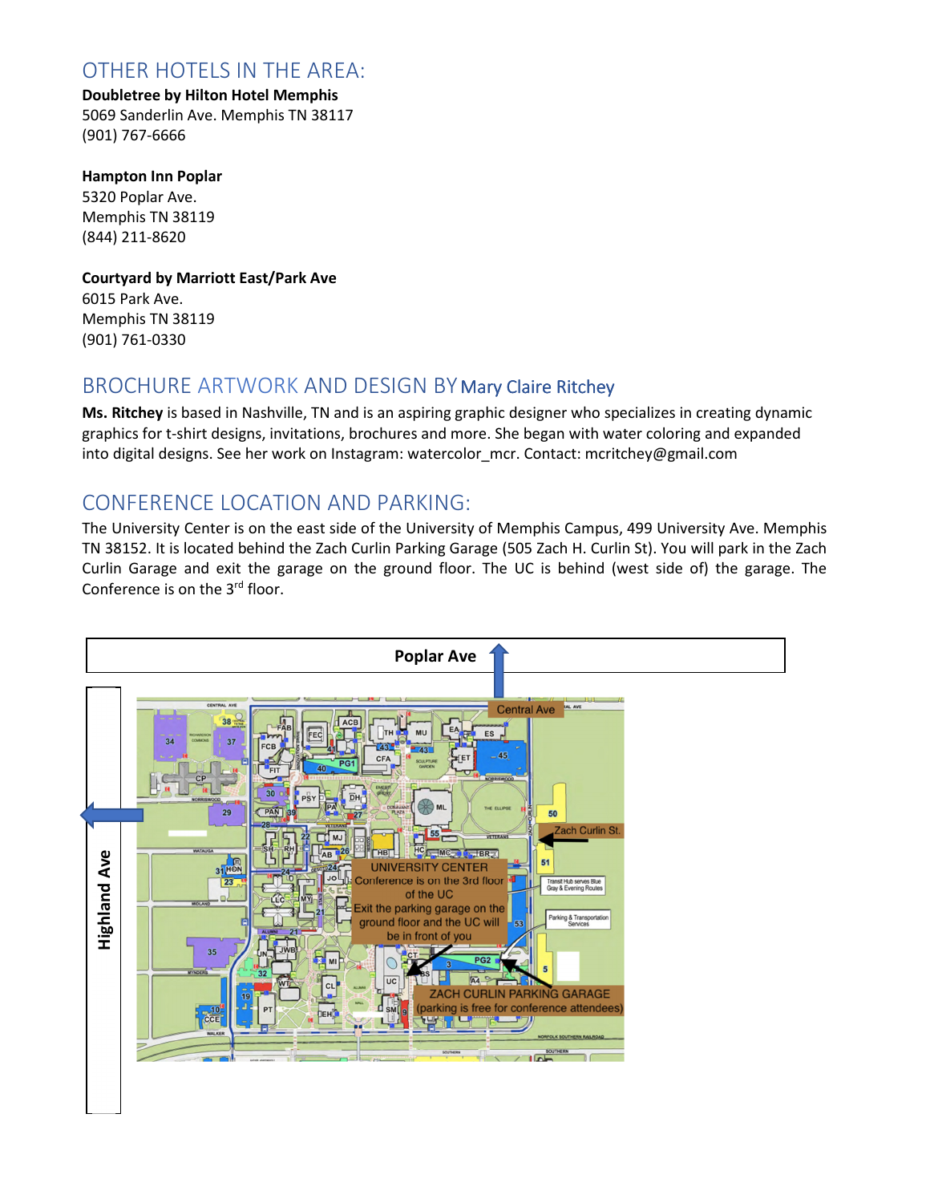## OTHER HOTELS IN THE AREA:

**Doubletree by Hilton Hotel Memphis**
5069 Sanderlin Ave. Memphis TN 38117
(901) 767-6666

**Hampton Inn Poplar**
5320 Poplar Ave.
Memphis TN 38119
(844) 211-8620

**Courtyard by Marriott East/Park Ave**
6015 Park Ave.
Memphis TN 38119
(901) 761-0330

## BROCHURE ARTWORK AND DESIGN BY Mary Claire Ritchey

**Ms. Ritchey** is based in Nashville, TN and is an aspiring graphic designer who specializes in creating dynamic graphics for t-shirt designs, invitations, brochures and more. She began with water coloring and expanded into digital designs. See her work on Instagram: watercolor_mcr. Contact: mcritchey@gmail.com

## CONFERENCE LOCATION AND PARKING:

The University Center is on the east side of the University of Memphis Campus, 499 University Ave. Memphis TN 38152. It is located behind the Zach Curlin Parking Garage (505 Zach H. Curlin St). You will park in the Zach Curlin Garage and exit the garage on the ground floor. The UC is behind (west side of) the garage. The Conference is on the 3rd floor.

Poplar Ave

Highland Ave

Central Ave

Zach Curlin St.

UNIVERSITY CENTER
Conference is on the 3rd floor of the UC
Exit the parking garage on the ground floor and the UC will be in front of you

ZACH CURLIN PARKING GARAGE
(parking is free for conference attendees)

Transit Hub serves Blue Gray & Evening Routes

Parking & Transportation Services